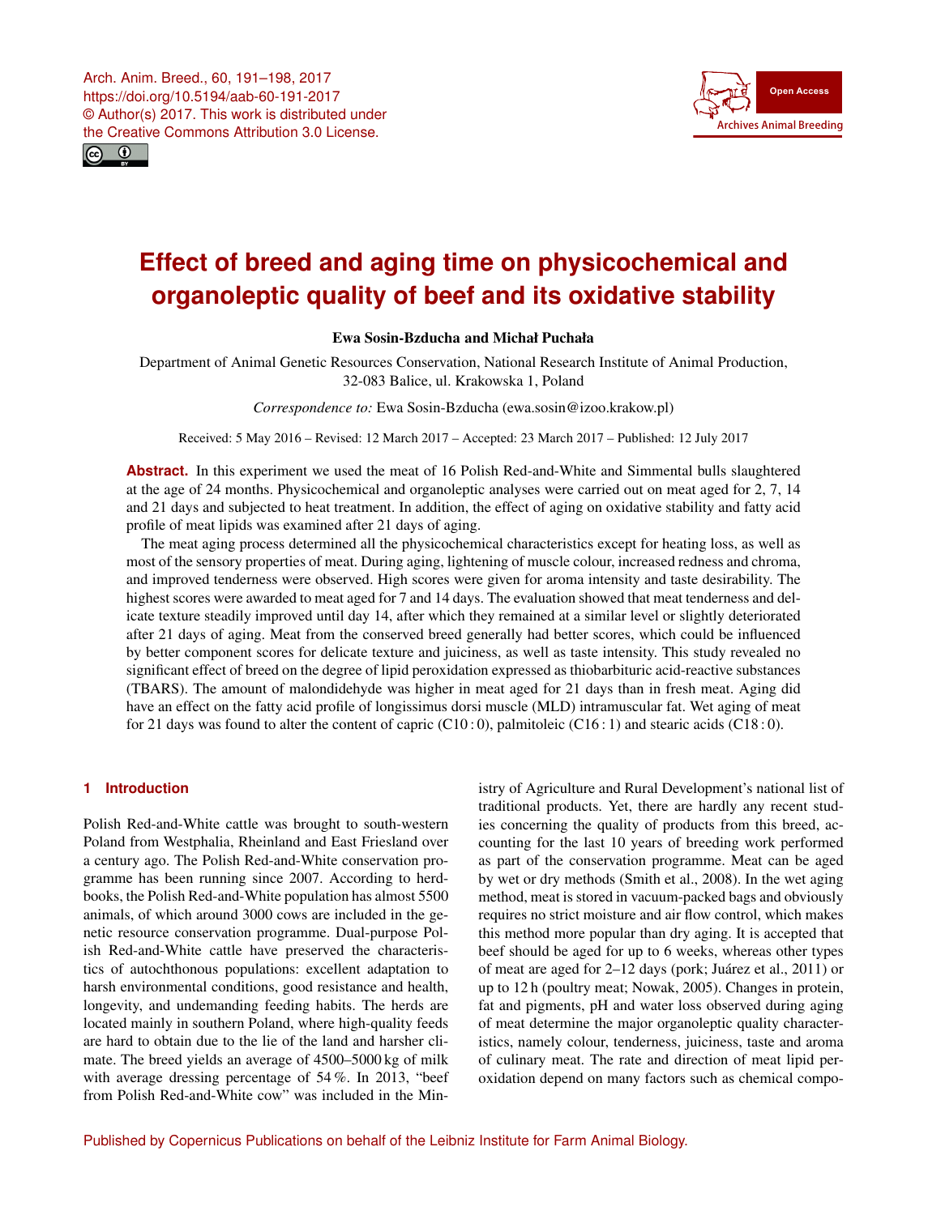# Effect of breed and aging time on physicochemical and organoleptic quality of beef and its oxidative stability

**Ewa Sosin-Bzducha and Michał Puchała**

Department of Animal Genetic Resources Conservation, National Research Institute of Animal Production, 32-083 Balice, ul. Krakowska 1, Poland

*Correspondence to:* Ewa Sosin-Bzducha (ewa.sosin@izoo.krakow.pl)

Received: 5 May 2016 – Revised: 12 March 2017 – Accepted: 23 March 2017 – Published: 12 July 2017

**Abstract.** In this experiment we used the meat of 16 Polish Red-and-White and Simmental bulls slaughtered at the age of 24 months. Physicochemical and organoleptic analyses were carried out on meat aged for 2, 7, 14 and 21 days and subjected to heat treatment. In addition, the effect of aging on oxidative stability and fatty acid profile of meat lipids was examined after 21 days of aging.

The meat aging process determined all the physicochemical characteristics except for heating loss, as well as most of the sensory properties of meat. During aging, lightening of muscle colour, increased redness and chroma, and improved tenderness were observed. High scores were given for aroma intensity and taste desirability. The highest scores were awarded to meat aged for 7 and 14 days. The evaluation showed that meat tenderness and delicate texture steadily improved until day 14, after which they remained at a similar level or slightly deteriorated after 21 days of aging. Meat from the conserved breed generally had better scores, which could be influenced by better component scores for delicate texture and juiciness, as well as taste intensity. This study revealed no significant effect of breed on the degree of lipid peroxidation expressed as thiobarbituric acid-reactive substances (TBARS). The amount of malondidehyde was higher in meat aged for 21 days than in fresh meat. Aging did have an effect on the fatty acid profile of longissimus dorsi muscle (MLD) intramuscular fat. Wet aging of meat for 21 days was found to alter the content of capric (C10 : 0), palmitoleic (C16 : 1) and stearic acids (C18 : 0).

## 1 Introduction

Polish Red-and-White cattle was brought to south-western Poland from Westphalia, Rheinland and East Friesland over a century ago. The Polish Red-and-White conservation programme has been running since 2007. According to herdbooks, the Polish Red-and-White population has almost 5500 animals, of which around 3000 cows are included in the genetic resource conservation programme. Dual-purpose Polish Red-and-White cattle have preserved the characteristics of autochthonous populations: excellent adaptation to harsh environmental conditions, good resistance and health, longevity, and undemanding feeding habits. The herds are located mainly in southern Poland, where high-quality feeds are hard to obtain due to the lie of the land and harsher climate. The breed yields an average of 4500–5000 kg of milk with average dressing percentage of 54 %. In 2013, "beef from Polish Red-and-White cow" was included in the Ministry of Agriculture and Rural Development's national list of traditional products. Yet, there are hardly any recent studies concerning the quality of products from this breed, accounting for the last 10 years of breeding work performed as part of the conservation programme. Meat can be aged by wet or dry methods (Smith et al., 2008). In the wet aging method, meat is stored in vacuum-packed bags and obviously requires no strict moisture and air flow control, which makes this method more popular than dry aging. It is accepted that beef should be aged for up to 6 weeks, whereas other types of meat are aged for 2–12 days (pork; Juárez et al., 2011) or up to 12 h (poultry meat; Nowak, 2005). Changes in protein, fat and pigments, pH and water loss observed during aging of meat determine the major organoleptic quality characteristics, namely colour, tenderness, juiciness, taste and aroma of culinary meat. The rate and direction of meat lipid peroxidation depend on many factors such as chemical compo-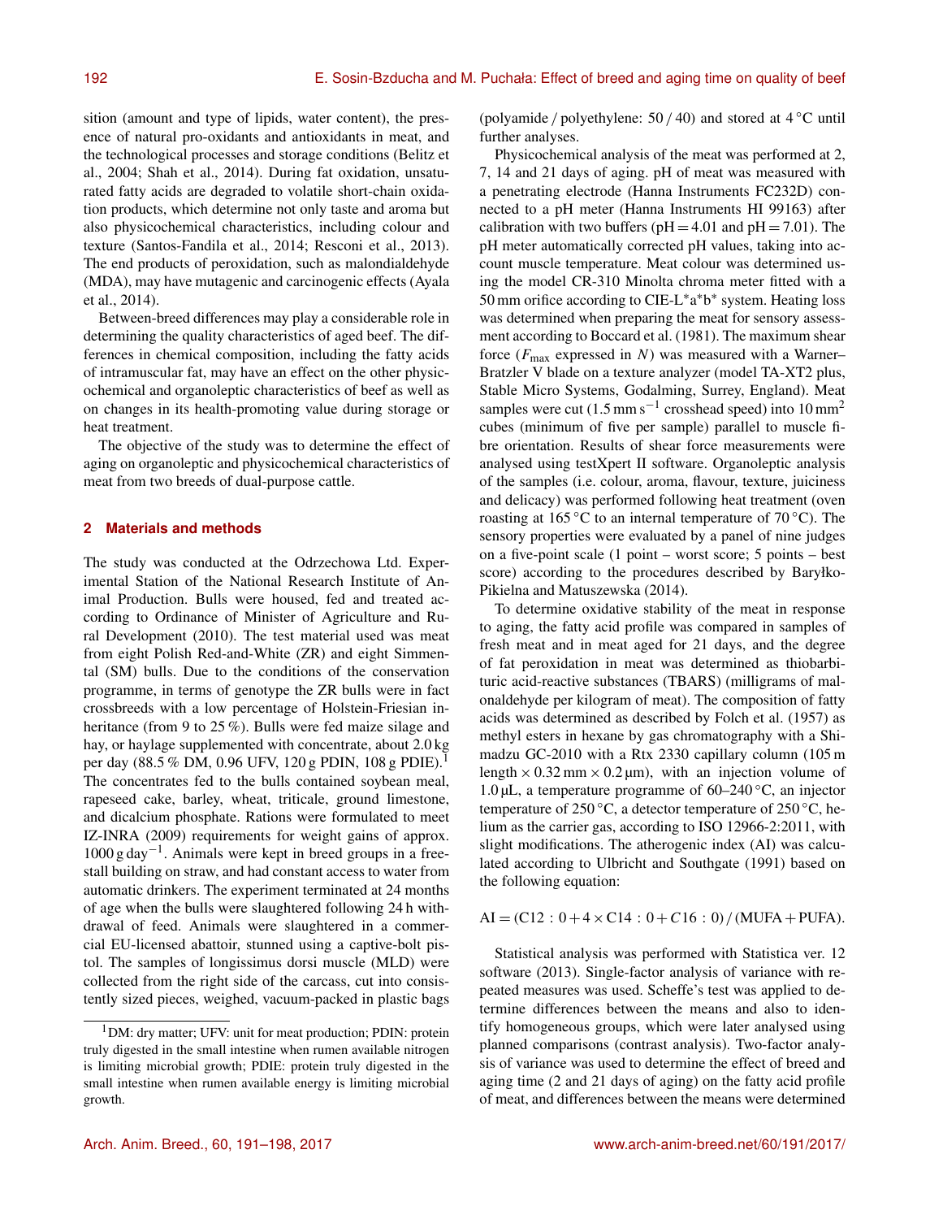sition (amount and type of lipids, water content), the presence of natural pro-oxidants and antioxidants in meat, and the technological processes and storage conditions (Belitz et al., 2004; Shah et al., 2014). During fat oxidation, unsaturated fatty acids are degraded to volatile short-chain oxidation products, which determine not only taste and aroma but also physicochemical characteristics, including colour and texture (Santos-Fandila et al., 2014; Resconi et al., 2013). The end products of peroxidation, such as malondialdehyde (MDA), may have mutagenic and carcinogenic effects (Ayala et al., 2014).

Between-breed differences may play a considerable role in determining the quality characteristics of aged beef. The differences in chemical composition, including the fatty acids of intramuscular fat, may have an effect on the other physicochemical and organoleptic characteristics of beef as well as on changes in its health-promoting value during storage or heat treatment.

The objective of the study was to determine the effect of aging on organoleptic and physicochemical characteristics of meat from two breeds of dual-purpose cattle.

## 2 Materials and methods

The study was conducted at the Odrzechowa Ltd. Experimental Station of the National Research Institute of Animal Production. Bulls were housed, fed and treated according to Ordinance of Minister of Agriculture and Rural Development (2010). The test material used was meat from eight Polish Red-and-White (ZR) and eight Simmental (SM) bulls. Due to the conditions of the conservation programme, in terms of genotype the ZR bulls were in fact crossbreeds with a low percentage of Holstein-Friesian inheritance (from 9 to 25 %). Bulls were fed maize silage and hay, or haylage supplemented with concentrate, about 2.0 kg per day (88.5 % DM, 0.96 UFV, 120 g PDIN, 108 g PDIE).[1] The concentrates fed to the bulls contained soybean meal, rapeseed cake, barley, wheat, triticale, ground limestone, and dicalcium phosphate. Rations were formulated to meet IZ-INRA (2009) requirements for weight gains of approx. 1000 g day$^{-1}$. Animals were kept in breed groups in a free-stall building on straw, and had constant access to water from automatic drinkers. The experiment terminated at 24 months of age when the bulls were slaughtered following 24 h withdrawal of feed. Animals were slaughtered in a commercial EU-licensed abattoir, stunned using a captive-bolt pistol. The samples of longissimus dorsi muscle (MLD) were collected from the right side of the carcass, cut into consistently sized pieces, weighed, vacuum-packed in plastic bags (polyamide / polyethylene: 50 / 40) and stored at 4 °C until further analyses.

Physicochemical analysis of the meat was performed at 2, 7, 14 and 21 days of aging. pH of meat was measured with a penetrating electrode (Hanna Instruments FC232D) connected to a pH meter (Hanna Instruments HI 99163) after calibration with two buffers (pH = 4.01 and pH = 7.01). The pH meter automatically corrected pH values, taking into account muscle temperature. Meat colour was determined using the model CR-310 Minolta chroma meter fitted with a 50 mm orifice according to CIE-L*a*b* system. Heating loss was determined when preparing the meat for sensory assessment according to Boccard et al. (1981). The maximum shear force ($F_{max}$ expressed in $N$) was measured with a Warner–Bratzler V blade on a texture analyzer (model TA-XT2 plus, Stable Micro Systems, Godalming, Surrey, England). Meat samples were cut (1.5 mm s$^{-1}$ crosshead speed) into 10 mm$^2$ cubes (minimum of five per sample) parallel to muscle fibre orientation. Results of shear force measurements were analysed using testXpert II software. Organoleptic analysis of the samples (i.e. colour, aroma, flavour, texture, juiciness and delicacy) was performed following heat treatment (oven roasting at 165 °C to an internal temperature of 70 °C). The sensory properties were evaluated by a panel of nine judges on a five-point scale (1 point – worst score; 5 points – best score) according to the procedures described by Baryłko-Pikielna and Matuszewska (2014).

To determine oxidative stability of the meat in response to aging, the fatty acid profile was compared in samples of fresh meat and in meat aged for 21 days, and the degree of fat peroxidation in meat was determined as thiobarbituric acid-reactive substances (TBARS) (milligrams of malonaldehyde per kilogram of meat). The composition of fatty acids was determined as described by Folch et al. (1957) as methyl esters in hexane by gas chromatography with a Shimadzu GC-2010 with a Rtx 2330 capillary column (105 m length × 0.32 mm × 0.2 µm), with an injection volume of 1.0 µL, a temperature programme of 60–240 °C, an injector temperature of 250 °C, a detector temperature of 250 °C, helium as the carrier gas, according to ISO 12966-2:2011, with slight modifications. The atherogenic index (AI) was calculated according to Ulbricht and Southgate (1991) based on the following equation:

$$\mathrm{AI} = (\mathrm{C12:0} + 4 \times \mathrm{C14:0} + C16:0) / (\mathrm{MUFA} + \mathrm{PUFA}).$$

Statistical analysis was performed with Statistica ver. 12 software (2013). Single-factor analysis of variance with repeated measures was used. Scheffe's test was applied to determine differences between the means and also to identify homogeneous groups, which were later analysed using planned comparisons (contrast analysis). Two-factor analysis of variance was used to determine the effect of breed and aging time (2 and 21 days of aging) on the fatty acid profile of meat, and differences between the means were determined

[1] DM: dry matter; UFV: unit for meat production; PDIN: protein truly digested in the small intestine when rumen available nitrogen is limiting microbial growth; PDIE: protein truly digested in the small intestine when rumen available energy is limiting microbial growth.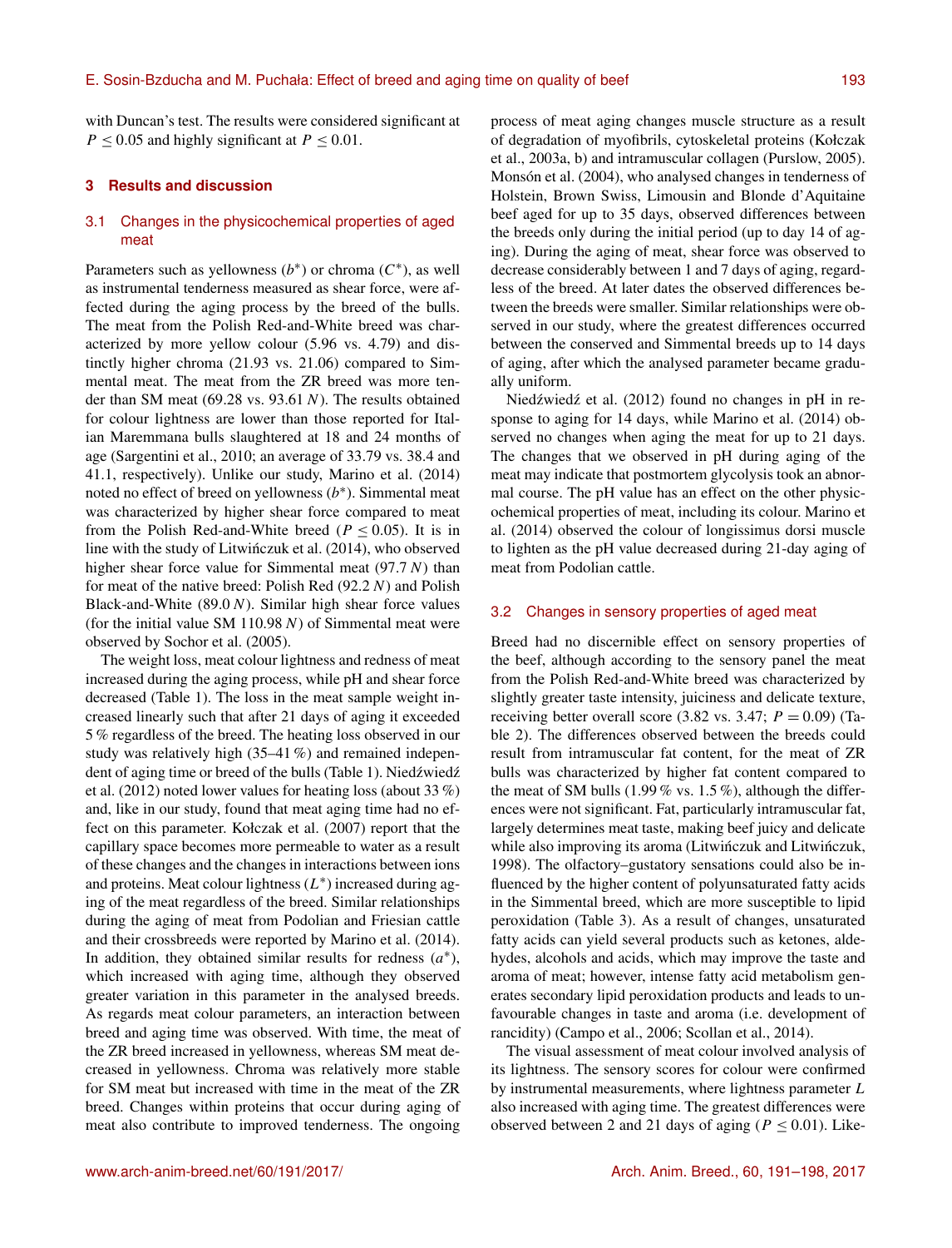with Duncan's test. The results were considered significant at $P \leq 0.05$ and highly significant at $P \leq 0.01$.

## 3 Results and discussion

### 3.1 Changes in the physicochemical properties of aged meat

Parameters such as yellowness ($b^*$) or chroma ($C^*$), as well as instrumental tenderness measured as shear force, were affected during the aging process by the breed of the bulls. The meat from the Polish Red-and-White breed was characterized by more yellow colour (5.96 vs. 4.79) and distinctly higher chroma (21.93 vs. 21.06) compared to Simmental meat. The meat from the ZR breed was more tender than SM meat (69.28 vs. 93.61 $N$). The results obtained for colour lightness are lower than those reported for Italian Maremmana bulls slaughtered at 18 and 24 months of age (Sargentini et al., 2010; an average of 33.79 vs. 38.4 and 41.1, respectively). Unlike our study, Marino et al. (2014) noted no effect of breed on yellowness ($b^*$). Simmental meat was characterized by higher shear force compared to meat from the Polish Red-and-White breed ($P \leq 0.05$). It is in line with the study of Litwińczuk et al. (2014), who observed higher shear force value for Simmental meat (97.7 $N$) than for meat of the native breed: Polish Red (92.2 $N$) and Polish Black-and-White (89.0 $N$). Similar high shear force values (for the initial value SM 110.98 $N$) of Simmental meat were observed by Sochor et al. (2005).

The weight loss, meat colour lightness and redness of meat increased during the aging process, while pH and shear force decreased (Table 1). The loss in the meat sample weight increased linearly such that after 21 days of aging it exceeded 5 % regardless of the breed. The heating loss observed in our study was relatively high (35–41 %) and remained independent of aging time or breed of the bulls (Table 1). Niedźwiedź et al. (2012) noted lower values for heating loss (about 33 %) and, like in our study, found that meat aging time had no effect on this parameter. Kołczak et al. (2007) report that the capillary space becomes more permeable to water as a result of these changes and the changes in interactions between ions and proteins. Meat colour lightness ($L^*$) increased during aging of the meat regardless of the breed. Similar relationships during the aging of meat from Podolian and Friesian cattle and their crossbreeds were reported by Marino et al. (2014). In addition, they obtained similar results for redness ($a^*$), which increased with aging time, although they observed greater variation in this parameter in the analysed breeds. As regards meat colour parameters, an interaction between breed and aging time was observed. With time, the meat of the ZR breed increased in yellowness, whereas SM meat decreased in yellowness. Chroma was relatively more stable for SM meat but increased with time in the meat of the ZR breed. Changes within proteins that occur during aging of meat also contribute to improved tenderness. The ongoing process of meat aging changes muscle structure as a result of degradation of myofibrils, cytoskeletal proteins (Kołczak et al., 2003a, b) and intramuscular collagen (Purslow, 2005). Monsón et al. (2004), who analysed changes in tenderness of Holstein, Brown Swiss, Limousin and Blonde d'Aquitaine beef aged for up to 35 days, observed differences between the breeds only during the initial period (up to day 14 of aging). During the aging of meat, shear force was observed to decrease considerably between 1 and 7 days of aging, regardless of the breed. At later dates the observed differences between the breeds were smaller. Similar relationships were observed in our study, where the greatest differences occurred between the conserved and Simmental breeds up to 14 days of aging, after which the analysed parameter became gradually uniform.

Niedźwiedź et al. (2012) found no changes in pH in response to aging for 14 days, while Marino et al. (2014) observed no changes when aging the meat for up to 21 days. The changes that we observed in pH during aging of the meat may indicate that postmortem glycolysis took an abnormal course. The pH value has an effect on the other physicochemical properties of meat, including its colour. Marino et al. (2014) observed the colour of longissimus dorsi muscle to lighten as the pH value decreased during 21-day aging of meat from Podolian cattle.

### 3.2 Changes in sensory properties of aged meat

Breed had no discernible effect on sensory properties of the beef, although according to the sensory panel the meat from the Polish Red-and-White breed was characterized by slightly greater taste intensity, juiciness and delicate texture, receiving better overall score (3.82 vs. 3.47; $P = 0.09$) (Table 2). The differences observed between the breeds could result from intramuscular fat content, for the meat of ZR bulls was characterized by higher fat content compared to the meat of SM bulls (1.99 % vs. 1.5 %), although the differences were not significant. Fat, particularly intramuscular fat, largely determines meat taste, making beef juicy and delicate while also improving its aroma (Litwińczuk and Litwińczuk, 1998). The olfactory–gustatory sensations could also be influenced by the higher content of polyunsaturated fatty acids in the Simmental breed, which are more susceptible to lipid peroxidation (Table 3). As a result of changes, unsaturated fatty acids can yield several products such as ketones, aldehydes, alcohols and acids, which may improve the taste and aroma of meat; however, intense fatty acid metabolism generates secondary lipid peroxidation products and leads to unfavourable changes in taste and aroma (i.e. development of rancidity) (Campo et al., 2006; Scollan et al., 2014).

The visual assessment of meat colour involved analysis of its lightness. The sensory scores for colour were confirmed by instrumental measurements, where lightness parameter $L$ also increased with aging time. The greatest differences were observed between 2 and 21 days of aging ($P \leq 0.01$). Like-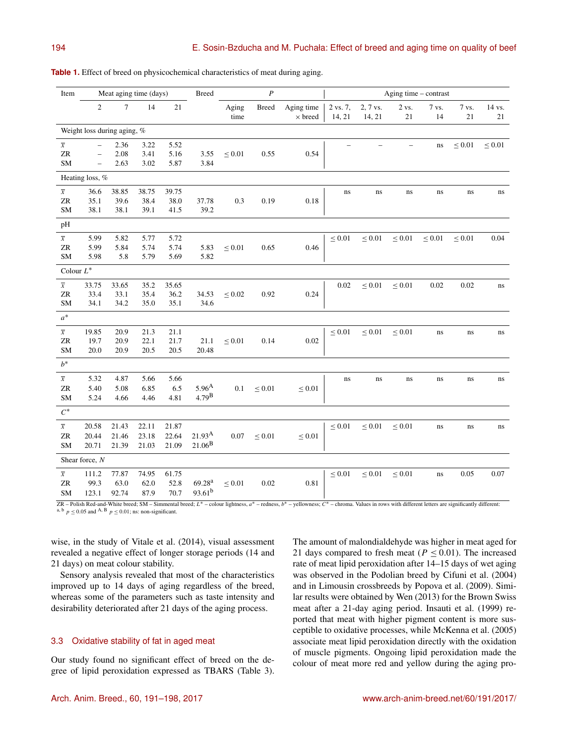**Table 1.** Effect of breed on physicochemical characteristics of meat during aging.

| Item | Meat aging time (days) | | | | Breed | *P* | | | Aging time – contrast | | | | | |
|---|---|---|---|---|---|---|---|---|---|---|---|---|---|---|
| | 2 | 7 | 14 | 21 | | Aging time | Breed | Aging time × breed | 2 vs. 7, 14, 21 | 2, 7 vs. 14, 21 | 2 vs. 21 | 7 vs. 14 | 7 vs. 21 | 14 vs. 21 |
| Weight loss during aging, % | | | | | | | | | | | | | | |
| $\bar{x}$ | – | 2.36 | 3.22 | 5.52 | | | | | – | – | – | ns | ≤ 0.01 | ≤ 0.01 |
| ZR | – | 2.08 | 3.41 | 5.16 | 3.55 | ≤ 0.01 | 0.55 | 0.54 | | | | | | |
| SM | – | 2.63 | 3.02 | 5.87 | 3.84 | | | | | | | | | |
| Heating loss, % | | | | | | | | | | | | | | |
| $\bar{x}$ | 36.6 | 38.85 | 38.75 | 39.75 | | | | | ns | ns | ns | ns | ns | ns |
| ZR | 35.1 | 39.6 | 38.4 | 38.0 | 37.78 | 0.3 | 0.19 | 0.18 | | | | | | |
| SM | 38.1 | 38.1 | 39.1 | 41.5 | 39.2 | | | | | | | | | |
| pH | | | | | | | | | | | | | | |
| $\bar{x}$ | 5.99 | 5.82 | 5.77 | 5.72 | | | | | ≤ 0.01 | ≤ 0.01 | ≤ 0.01 | ≤ 0.01 | ≤ 0.01 | 0.04 |
| ZR | 5.99 | 5.84 | 5.74 | 5.74 | 5.83 | ≤ 0.01 | 0.65 | 0.46 | | | | | | |
| SM | 5.98 | 5.8 | 5.79 | 5.69 | 5.82 | | | | | | | | | |
| Colour $L^*$ | | | | | | | | | | | | | | |
| $\bar{x}$ | 33.75 | 33.65 | 35.2 | 35.65 | | | | | 0.02 | ≤ 0.01 | ≤ 0.01 | 0.02 | 0.02 | ns |
| ZR | 33.4 | 33.1 | 35.4 | 36.2 | 34.53 | ≤ 0.02 | 0.92 | 0.24 | | | | | | |
| SM | 34.1 | 34.2 | 35.0 | 35.1 | 34.6 | | | | | | | | | |
| $a^*$ | | | | | | | | | | | | | | |
| $\bar{x}$ | 19.85 | 20.9 | 21.3 | 21.1 | | | | | ≤ 0.01 | ≤ 0.01 | ≤ 0.01 | ns | ns | ns |
| ZR | 19.7 | 20.9 | 22.1 | 21.7 | 21.1 | ≤ 0.01 | 0.14 | 0.02 | | | | | | |
| SM | 20.0 | 20.9 | 20.5 | 20.5 | 20.48 | | | | | | | | | |
| $b^*$ | | | | | | | | | | | | | | |
| $\bar{x}$ | 5.32 | 4.87 | 5.66 | 5.66 | | | | | ns | ns | ns | ns | ns | ns |
| ZR | 5.40 | 5.08 | 6.85 | 6.5 | 5.96[A] | 0.1 | ≤ 0.01 | ≤ 0.01 | | | | | | |
| SM | 5.24 | 4.66 | 4.46 | 4.81 | 4.79[B] | | | | | | | | | |
| $C^*$ | | | | | | | | | | | | | | |
| $\bar{x}$ | 20.58 | 21.43 | 22.11 | 21.87 | | | | | ≤ 0.01 | ≤ 0.01 | ≤ 0.01 | ns | ns | ns |
| ZR | 20.44 | 21.46 | 23.18 | 22.64 | 21.93[A] | 0.07 | ≤ 0.01 | ≤ 0.01 | | | | | | |
| SM | 20.71 | 21.39 | 21.03 | 21.09 | 21.06[B] | | | | | | | | | |
| Shear force, *N* | | | | | | | | | | | | | | |
| $\bar{x}$ | 111.2 | 77.87 | 74.95 | 61.75 | | | | | ≤ 0.01 | ≤ 0.01 | ≤ 0.01 | ns | 0.05 | 0.07 |
| ZR | 99.3 | 63.0 | 62.0 | 52.8 | 69.28[a] | ≤ 0.01 | 0.02 | 0.81 | | | | | | |
| SM | 123.1 | 92.74 | 87.9 | 70.7 | 93.61[b] | | | | | | | | | |

ZR – Polish Red-and-White breed; SM – Simmental breed; $L^*$ – colour lightness, $a^*$ – redness, $b^*$ – yellowness; $C^*$ – chroma. Values in rows with different letters are significantly different: [a, b] $p \leq 0.05$ and [A, B] $p \leq 0.01$; ns: non-significant.

wise, in the study of Vitale et al. (2014), visual assessment revealed a negative effect of longer storage periods (14 and 21 days) on meat colour stability.

Sensory analysis revealed that most of the characteristics improved up to 14 days of aging regardless of the breed, whereas some of the parameters such as taste intensity and desirability deteriorated after 21 days of the aging process.

### 3.3 Oxidative stability of fat in aged meat

Our study found no significant effect of breed on the degree of lipid peroxidation expressed as TBARS (Table 3). The amount of malondialdehyde was higher in meat aged for 21 days compared to fresh meat ($P \leq 0.01$). The increased rate of meat lipid peroxidation after 14–15 days of wet aging was observed in the Podolian breed by Cifuni et al. (2004) and in Limousin crossbreeds by Popova et al. (2009). Similar results were obtained by Wen (2013) for the Brown Swiss meat after a 21-day aging period. Insauti et al. (1999) reported that meat with higher pigment content is more susceptible to oxidative processes, while McKenna et al. (2005) associate meat lipid peroxidation directly with the oxidation of muscle pigments. Ongoing lipid peroxidation made the colour of meat more red and yellow during the aging pro-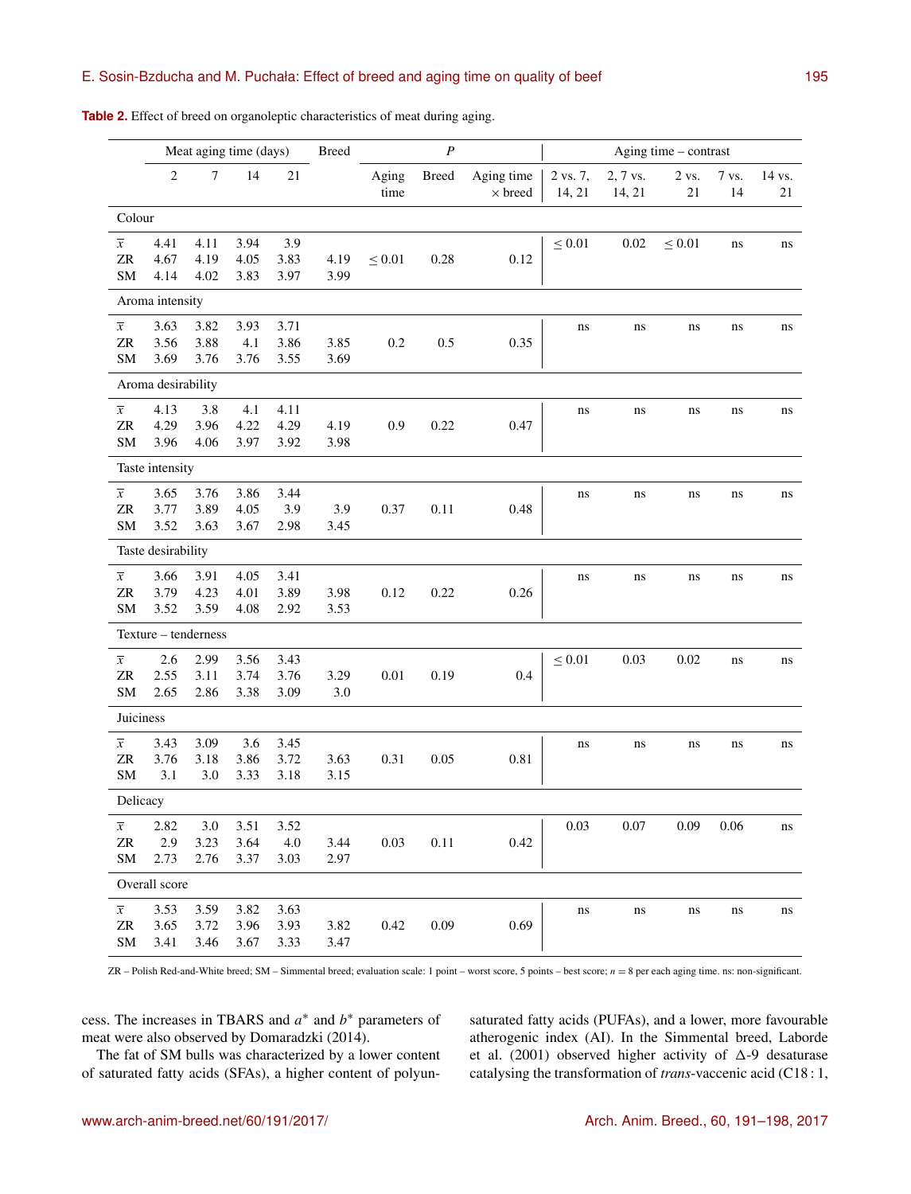**Table 2.** Effect of breed on organoleptic characteristics of meat during aging.

| | Meat aging time (days) | | | | Breed | *P* | | | Aging time – contrast | | | | |
|---|---|---|---|---|---|---|---|---|---|---|---|---|---|
| | 2 | 7 | 14 | 21 | | Aging time | Breed | Aging time × breed | 2 vs. 7, 14, 21 | 2, 7 vs. 14, 21 | 2 vs. 21 | 7 vs. 14 | 14 vs. 21 |
| Colour | | | | | | | | | | | | | |
| $\bar{x}$ | 4.41 | 4.11 | 3.94 | 3.9 | | | | | ≤ 0.01 | 0.02 | ≤ 0.01 | ns | ns |
| ZR | 4.67 | 4.19 | 4.05 | 3.83 | 4.19 | ≤ 0.01 | 0.28 | 0.12 | | | | | |
| SM | 4.14 | 4.02 | 3.83 | 3.97 | 3.99 | | | | | | | | |
| Aroma intensity | | | | | | | | | | | | | |
| $\bar{x}$ | 3.63 | 3.82 | 3.93 | 3.71 | | | | | ns | ns | ns | ns | ns |
| ZR | 3.56 | 3.88 | 4.1 | 3.86 | 3.85 | 0.2 | 0.5 | 0.35 | | | | | |
| SM | 3.69 | 3.76 | 3.76 | 3.55 | 3.69 | | | | | | | | |
| Aroma desirability | | | | | | | | | | | | | |
| $\bar{x}$ | 4.13 | 3.8 | 4.1 | 4.11 | | | | | ns | ns | ns | ns | ns |
| ZR | 4.29 | 3.96 | 4.22 | 4.29 | 4.19 | 0.9 | 0.22 | 0.47 | | | | | |
| SM | 3.96 | 4.06 | 3.97 | 3.92 | 3.98 | | | | | | | | |
| Taste intensity | | | | | | | | | | | | | |
| $\bar{x}$ | 3.65 | 3.76 | 3.86 | 3.44 | | | | | ns | ns | ns | ns | ns |
| ZR | 3.77 | 3.89 | 4.05 | 3.9 | 3.9 | 0.37 | 0.11 | 0.48 | | | | | |
| SM | 3.52 | 3.63 | 3.67 | 2.98 | 3.45 | | | | | | | | |
| Taste desirability | | | | | | | | | | | | | |
| $\bar{x}$ | 3.66 | 3.91 | 4.05 | 3.41 | | | | | ns | ns | ns | ns | ns |
| ZR | 3.79 | 4.23 | 4.01 | 3.89 | 3.98 | 0.12 | 0.22 | 0.26 | | | | | |
| SM | 3.52 | 3.59 | 4.08 | 2.92 | 3.53 | | | | | | | | |
| Texture – tenderness | | | | | | | | | | | | | |
| $\bar{x}$ | 2.6 | 2.99 | 3.56 | 3.43 | | | | | ≤ 0.01 | 0.03 | 0.02 | ns | ns |
| ZR | 2.55 | 3.11 | 3.74 | 3.76 | 3.29 | 0.01 | 0.19 | 0.4 | | | | | |
| SM | 2.65 | 2.86 | 3.38 | 3.09 | 3.0 | | | | | | | | |
| Juiciness | | | | | | | | | | | | | |
| $\bar{x}$ | 3.43 | 3.09 | 3.6 | 3.45 | | | | | ns | ns | ns | ns | ns |
| ZR | 3.76 | 3.18 | 3.86 | 3.72 | 3.63 | 0.31 | 0.05 | 0.81 | | | | | |
| SM | 3.1 | 3.0 | 3.33 | 3.18 | 3.15 | | | | | | | | |
| Delicacy | | | | | | | | | | | | | |
| $\bar{x}$ | 2.82 | 3.0 | 3.51 | 3.52 | | | | | 0.03 | 0.07 | 0.09 | 0.06 | ns |
| ZR | 2.9 | 3.23 | 3.64 | 4.0 | 3.44 | 0.03 | 0.11 | 0.42 | | | | | |
| SM | 2.73 | 2.76 | 3.37 | 3.03 | 2.97 | | | | | | | | |
| Overall score | | | | | | | | | | | | | |
| $\bar{x}$ | 3.53 | 3.59 | 3.82 | 3.63 | | | | | ns | ns | ns | ns | ns |
| ZR | 3.65 | 3.72 | 3.96 | 3.93 | 3.82 | 0.42 | 0.09 | 0.69 | | | | | |
| SM | 3.41 | 3.46 | 3.67 | 3.33 | 3.47 | | | | | | | | |

ZR – Polish Red-and-White breed; SM – Simmental breed; evaluation scale: 1 point – worst score, 5 points – best score; $n = 8$ per each aging time. ns: non-significant.

cess. The increases in TBARS and $a^*$ and $b^*$ parameters of meat were also observed by Domaradzki (2014).

The fat of SM bulls was characterized by a lower content of saturated fatty acids (SFAs), a higher content of polyunsaturated fatty acids (PUFAs), and a lower, more favourable atherogenic index (AI). In the Simmental breed, Laborde et al. (2001) observed higher activity of Δ-9 desaturase catalysing the transformation of *trans*-vaccenic acid (C18 : 1,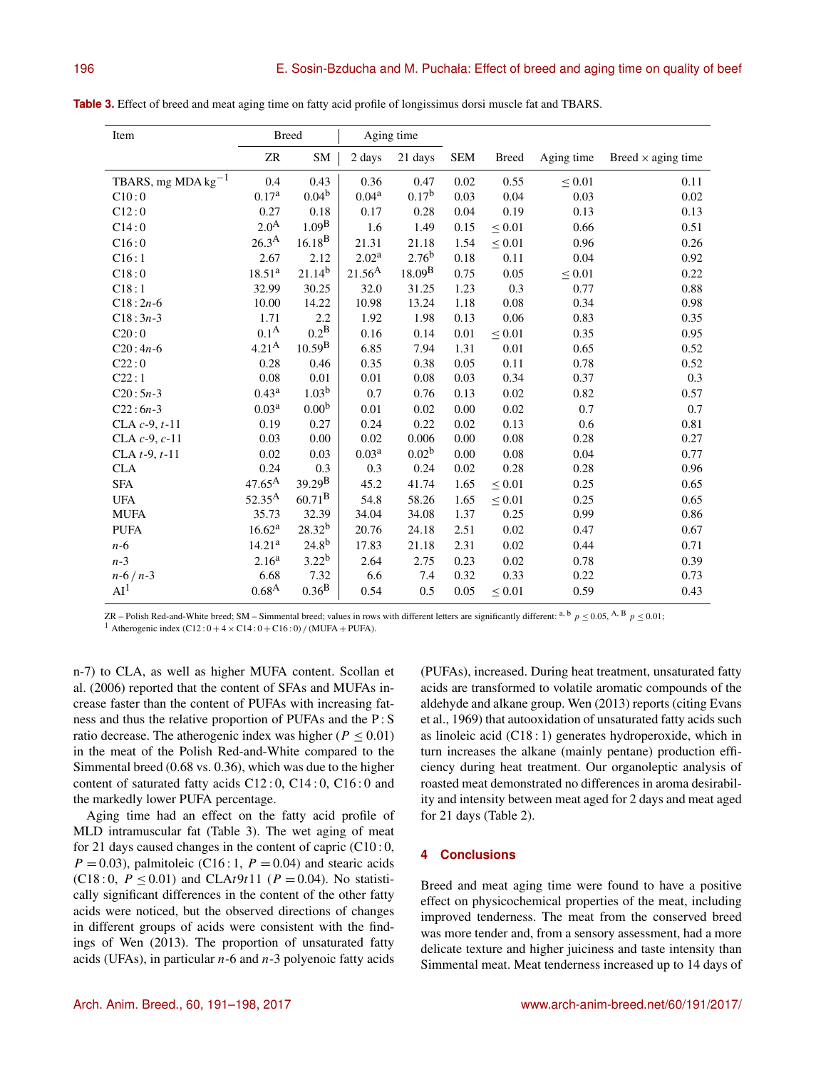**Table 3.** Effect of breed and meat aging time on fatty acid profile of longissimus dorsi muscle fat and TBARS.

| Item | Breed | | Aging time | | SEM | Breed | Aging time | Breed × aging time |
|---|---|---|---|---|---|---|---|---|
| | ZR | SM | 2 days | 21 days | | | | |
| TBARS, mg MDA $kg^{-1}$ | 0.4 | 0.43 | 0.36 | 0.47 | 0.02 | 0.55 | ≤ 0.01 | 0.11 |
| C10 : 0 | $0.17^{a}$ | $0.04^{b}$ | $0.04^{a}$ | $0.17^{b}$ | 0.03 | 0.04 | 0.03 | 0.02 |
| C12 : 0 | 0.27 | 0.18 | 0.17 | 0.28 | 0.04 | 0.19 | 0.13 | 0.13 |
| C14 : 0 | $2.0^{A}$ | $1.09^{B}$ | 1.6 | 1.49 | 0.15 | ≤ 0.01 | 0.66 | 0.51 |
| C16 : 0 | $26.3^{A}$ | $16.18^{B}$ | 21.31 | 21.18 | 1.54 | ≤ 0.01 | 0.96 | 0.26 |
| C16 : 1 | 2.67 | 2.12 | $2.02^{a}$ | $2.76^{b}$ | 0.18 | 0.11 | 0.04 | 0.92 |
| C18 : 0 | $18.51^{a}$ | $21.14^{b}$ | $21.56^{A}$ | $18.09^{B}$ | 0.75 | 0.05 | ≤ 0.01 | 0.22 |
| C18 : 1 | 32.99 | 30.25 | 32.0 | 31.25 | 1.23 | 0.3 | 0.77 | 0.88 |
| C18 : 2*n*-6 | 10.00 | 14.22 | 10.98 | 13.24 | 1.18 | 0.08 | 0.34 | 0.98 |
| C18 : 3*n*-3 | 1.71 | 2.2 | 1.92 | 1.98 | 0.13 | 0.06 | 0.83 | 0.35 |
| C20 : 0 | $0.1^{A}$ | $0.2^{B}$ | 0.16 | 0.14 | 0.01 | ≤ 0.01 | 0.35 | 0.95 |
| C20 : 4*n*-6 | $4.21^{A}$ | $10.59^{B}$ | 6.85 | 7.94 | 1.31 | 0.01 | 0.65 | 0.52 |
| C22 : 0 | 0.28 | 0.46 | 0.35 | 0.38 | 0.05 | 0.11 | 0.78 | 0.52 |
| C22 : 1 | 0.08 | 0.01 | 0.01 | 0.08 | 0.03 | 0.34 | 0.37 | 0.3 |
| C20 : 5*n*-3 | $0.43^{a}$ | $1.03^{b}$ | 0.7 | 0.76 | 0.13 | 0.02 | 0.82 | 0.57 |
| C22 : 6*n*-3 | $0.03^{a}$ | $0.00^{b}$ | 0.01 | 0.02 | 0.00 | 0.02 | 0.7 | 0.7 |
| CLA *c*-9, *t*-11 | 0.19 | 0.27 | 0.24 | 0.22 | 0.02 | 0.13 | 0.6 | 0.81 |
| CLA *c*-9, *c*-11 | 0.03 | 0.00 | 0.02 | 0.006 | 0.00 | 0.08 | 0.28 | 0.27 |
| CLA *t*-9, *t*-11 | 0.02 | 0.03 | $0.03^{a}$ | $0.02^{b}$ | 0.00 | 0.08 | 0.04 | 0.77 |
| CLA | 0.24 | 0.3 | 0.3 | 0.24 | 0.02 | 0.28 | 0.28 | 0.96 |
| SFA | $47.65^{A}$ | $39.29^{B}$ | 45.2 | 41.74 | 1.65 | ≤ 0.01 | 0.25 | 0.65 |
| UFA | $52.35^{A}$ | $60.71^{B}$ | 54.8 | 58.26 | 1.65 | ≤ 0.01 | 0.25 | 0.65 |
| MUFA | 35.73 | 32.39 | 34.04 | 34.08 | 1.37 | 0.25 | 0.99 | 0.86 |
| PUFA | $16.62^{a}$ | $28.32^{b}$ | 20.76 | 24.18 | 2.51 | 0.02 | 0.47 | 0.67 |
| *n*-6 | $14.21^{a}$ | $24.8^{b}$ | 17.83 | 21.18 | 2.31 | 0.02 | 0.44 | 0.71 |
| *n*-3 | $2.16^{a}$ | $3.22^{b}$ | 2.64 | 2.75 | 0.23 | 0.02 | 0.78 | 0.39 |
| *n*-6 / *n*-3 | 6.68 | 7.32 | 6.6 | 7.4 | 0.32 | 0.33 | 0.22 | 0.73 |
| AI[1] | $0.68^{A}$ | $0.36^{B}$ | 0.54 | 0.5 | 0.05 | ≤ 0.01 | 0.59 | 0.43 |

ZR – Polish Red-and-White breed; SM – Simmental breed; values in rows with different letters are significantly different: a, b $p \leq 0.05$, A, B $p \leq 0.01$;
[1] Atherogenic index (C12 : 0 + 4 × C14 : 0 + C16 : 0) / (MUFA + PUFA).

n-7) to CLA, as well as higher MUFA content. Scollan et al. (2006) reported that the content of SFAs and MUFAs increase faster than the content of PUFAs with increasing fatness and thus the relative proportion of PUFAs and the P : S ratio decrease. The atherogenic index was higher ($P \leq 0.01$) in the meat of the Polish Red-and-White compared to the Simmental breed (0.68 vs. 0.36), which was due to the higher content of saturated fatty acids C12 : 0, C14 : 0, C16 : 0 and the markedly lower PUFA percentage.

Aging time had an effect on the fatty acid profile of MLD intramuscular fat (Table 3). The wet aging of meat for 21 days caused changes in the content of capric (C10 : 0, $P = 0.03$), palmitoleic (C16 : 1, $P = 0.04$) and stearic acids (C18 : 0, $P \leq 0.01$) and CLA*t*9*t*11 ($P = 0.04$). No statistically significant differences in the content of the other fatty acids were noticed, but the observed directions of changes in different groups of acids were consistent with the findings of Wen (2013). The proportion of unsaturated fatty acids (UFAs), in particular *n*-6 and *n*-3 polyenoic fatty acids (PUFAs), increased. During heat treatment, unsaturated fatty acids are transformed to volatile aromatic compounds of the aldehyde and alkane group. Wen (2013) reports (citing Evans et al., 1969) that autooxidation of unsaturated fatty acids such as linoleic acid (C18 : 1) generates hydroperoxide, which in turn increases the alkane (mainly pentane) production efficiency during heat treatment. Our organoleptic analysis of roasted meat demonstrated no differences in aroma desirability and intensity between meat aged for 2 days and meat aged for 21 days (Table 2).

## 4 Conclusions

Breed and meat aging time were found to have a positive effect on physicochemical properties of the meat, including improved tenderness. The meat from the conserved breed was more tender and, from a sensory assessment, had a more delicate texture and higher juiciness and taste intensity than Simmental meat. Meat tenderness increased up to 14 days of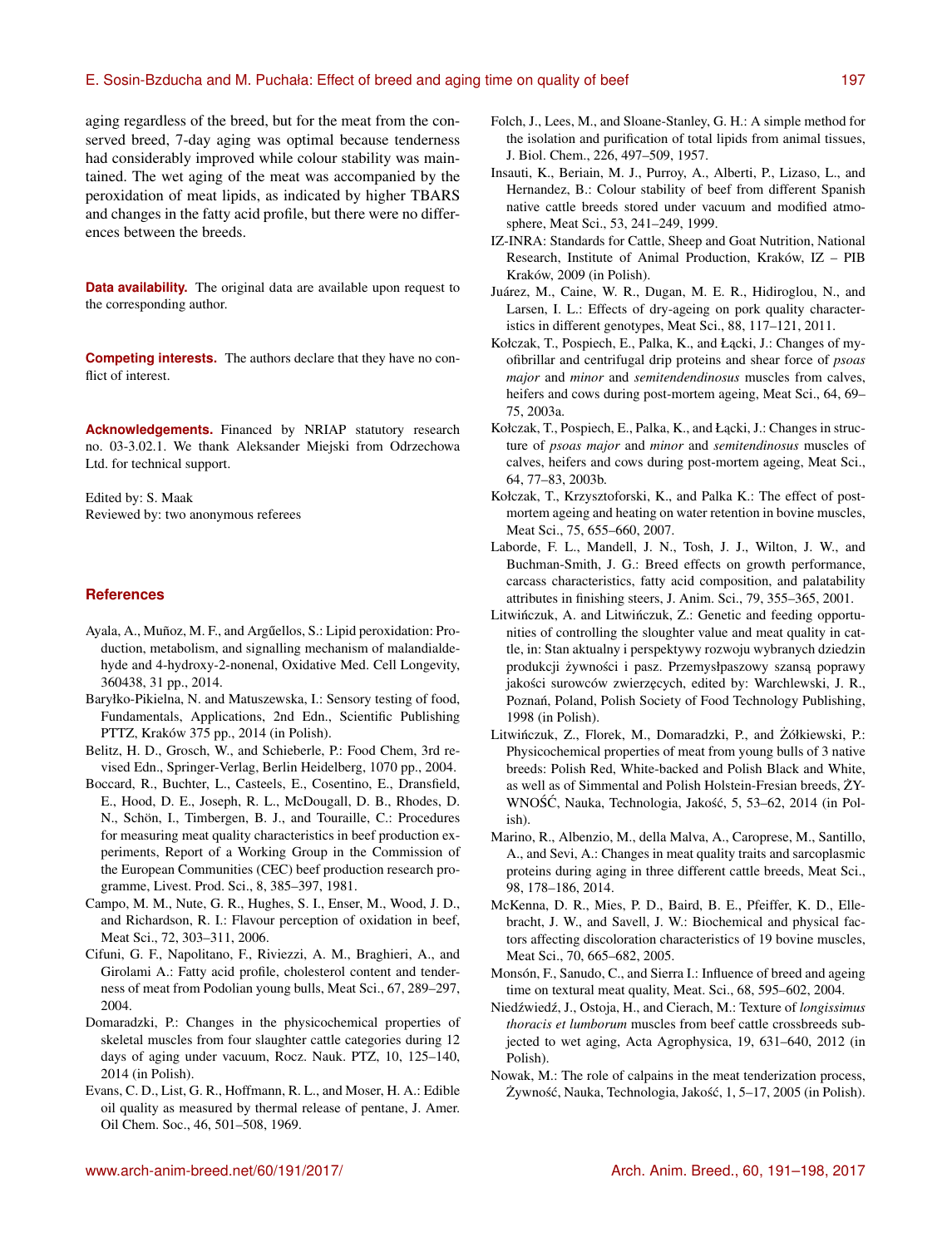aging regardless of the breed, but for the meat from the conserved breed, 7-day aging was optimal because tenderness had considerably improved while colour stability was maintained. The wet aging of the meat was accompanied by the peroxidation of meat lipids, as indicated by higher TBARS and changes in the fatty acid profile, but there were no differences between the breeds.

**Data availability.** The original data are available upon request to the corresponding author.

**Competing interests.** The authors declare that they have no conflict of interest.

**Acknowledgements.** Financed by NRIAP statutory research no. 03-3.02.1. We thank Aleksander Miejski from Odrzechowa Ltd. for technical support.

Edited by: S. Maak
Reviewed by: two anonymous referees

## References

Ayala, A., Muñoz, M. F., and Argűellos, S.: Lipid peroxidation: Production, metabolism, and signalling mechanism of malandialdehyde and 4-hydroxy-2-nonenal, Oxidative Med. Cell Longevity, 360438, 31 pp., 2014.

Baryłko-Pikielna, N. and Matuszewska, I.: Sensory testing of food, Fundamentals, Applications, 2nd Edn., Scientific Publishing PTTZ, Kraków 375 pp., 2014 (in Polish).

Belitz, H. D., Grosch, W., and Schieberle, P.: Food Chem, 3rd revised Edn., Springer-Verlag, Berlin Heidelberg, 1070 pp., 2004.

Boccard, R., Buchter, L., Casteels, E., Cosentino, E., Dransfield, E., Hood, D. E., Joseph, R. L., McDougall, D. B., Rhodes, D. N., Schön, I., Timbergen, B. J., and Touraille, C.: Procedures for measuring meat quality characteristics in beef production experiments, Report of a Working Group in the Commission of the European Communities (CEC) beef production research programme, Livest. Prod. Sci., 8, 385–397, 1981.

Campo, M. M., Nute, G. R., Hughes, S. I., Enser, M., Wood, J. D., and Richardson, R. I.: Flavour perception of oxidation in beef, Meat Sci., 72, 303–311, 2006.

Cifuni, G. F., Napolitano, F., Riviezzi, A. M., Braghieri, A., and Girolami A.: Fatty acid profile, cholesterol content and tenderness of meat from Podolian young bulls, Meat Sci., 67, 289–297, 2004.

Domaradzki, P.: Changes in the physicochemical properties of skeletal muscles from four slaughter cattle categories during 12 days of aging under vacuum, Rocz. Nauk. PTZ, 10, 125–140, 2014 (in Polish).

Evans, C. D., List, G. R., Hoffmann, R. L., and Moser, H. A.: Edible oil quality as measured by thermal release of pentane, J. Amer. Oil Chem. Soc., 46, 501–508, 1969.

Folch, J., Lees, M., and Sloane-Stanley, G. H.: A simple method for the isolation and purification of total lipids from animal tissues, J. Biol. Chem., 226, 497–509, 1957.

Insauti, K., Beriain, M. J., Purroy, A., Alberti, P., Lizaso, L., and Hernandez, B.: Colour stability of beef from different Spanish native cattle breeds stored under vacuum and modified atmosphere, Meat Sci., 53, 241–249, 1999.

IZ-INRA: Standards for Cattle, Sheep and Goat Nutrition, National Research, Institute of Animal Production, Kraków, IZ – PIB Kraków, 2009 (in Polish).

Juárez, M., Caine, W. R., Dugan, M. E. R., Hidiroglou, N., and Larsen, I. L.: Effects of dry-ageing on pork quality characteristics in different genotypes, Meat Sci., 88, 117–121, 2011.

Kołczak, T., Pospiech, E., Palka, K., and Łącki, J.: Changes of myofibrillar and centrifugal drip proteins and shear force of *psoas major* and *minor* and *semitendendinosus* muscles from calves, heifers and cows during post-mortem ageing, Meat Sci., 64, 69–75, 2003a.

Kołczak, T., Pospiech, E., Palka, K., and Łącki, J.: Changes in structure of *psoas major* and *minor* and *semitendinosus* muscles of calves, heifers and cows during post-mortem ageing, Meat Sci., 64, 77–83, 2003b.

Kołczak, T., Krzysztoforski, K., and Palka K.: The effect of post-mortem ageing and heating on water retention in bovine muscles, Meat Sci., 75, 655–660, 2007.

Laborde, F. L., Mandell, I. B., Tosh, J. J., Wilton, J. W., and Buchman-Smith, J. G.: Breed effects on growth performance, carcass characteristics, fatty acid composition, and palatability attributes in finishing steers, J. Anim. Sci., 79, 355–365, 2001.

Litwińczuk, A. and Litwińczuk, Z.: Genetic and feeding opportunities of controlling the sloughter value and meat quality in cattle, in: Stan aktualny i perspektywy rozwoju wybranych dziedzin produkcji żywności i pasz. Przemysłpaszowy szansą poprawy jakości surowców zwierzęcych, edited by: Warchlewski, J. R., Poznań, Poland, Polish Society of Food Technology Publishing, 1998 (in Polish).

Litwińczuk, Z., Florek, M., Domaradzki, P., and Żółkiewski, P.: Physicochemical properties of meat from young bulls of 3 native breeds: Polish Red, White-backed and Polish Black and White, as well as of Simmental and Polish Holstein-Fresian breeds, ŻYWNOŚĆ, Nauka, Technologia, Jakość, 5, 53–62, 2014 (in Polish).

Marino, R., Albenzio, M., della Malva, A., Caroprese, M., Santillo, A., and Sevi, A.: Changes in meat quality traits and sarcoplasmic proteins during aging in three different cattle breeds, Meat Sci., 98, 178–186, 2014.

McKenna, D. R., Mies, P. D., Baird, B. E., Pfeiffer, K. D., Ellebracht, J. W., and Savell, J. W.: Biochemical and physical factors affecting discoloration characteristics of 19 bovine muscles, Meat Sci., 70, 665–682, 2005.

Monsón, F., Sanudo, C., and Sierra I.: Influence of breed and ageing time on textural meat quality, Meat. Sci., 68, 595–602, 2004.

Niedźwiedź, J., Ostoja, H., and Cierach, M.: Texture of *longissimus thoracis et lumborum* muscles from beef cattle crossbreeds subjected to wet aging, Acta Agrophysica, 19, 631–640, 2012 (in Polish).

Nowak, M.: The role of calpains in the meat tenderization process, Żywność, Nauka, Technologia, Jakość, 1, 5–17, 2005 (in Polish).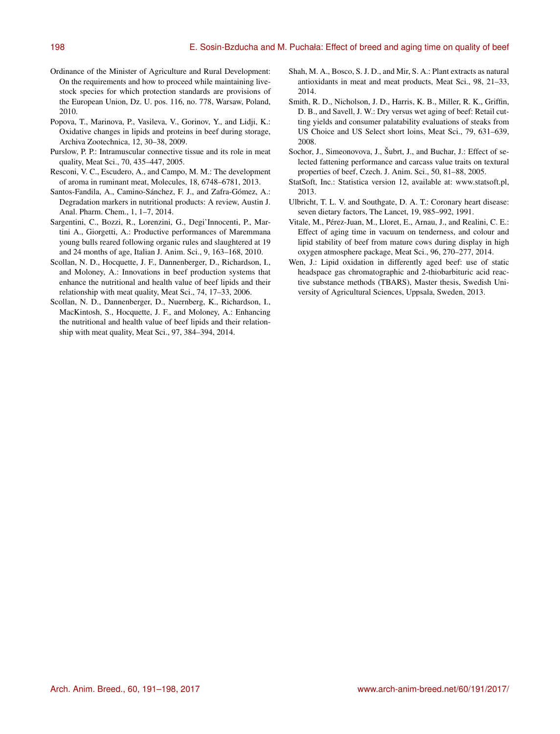Ordinance of the Minister of Agriculture and Rural Development: On the requirements and how to proceed while maintaining livestock species for which protection standards are provisions of the European Union, Dz. U. pos. 116, no. 778, Warsaw, Poland, 2010.

Popova, T., Marinova, P., Vasileva, V., Gorinov, Y., and Lidji, K.: Oxidative changes in lipids and proteins in beef during storage, Archiva Zootechnica, 12, 30–38, 2009.

Purslow, P. P.: Intramuscular connective tissue and its role in meat quality, Meat Sci., 70, 435–447, 2005.

Resconi, V. C., Escudero, A., and Campo, M. M.: The development of aroma in ruminant meat, Molecules, 18, 6748–6781, 2013.

Santos-Fandila, A., Camino-Sánchez, F. J., and Zafra-Gómez, A.: Degradation markers in nutritional products: A review, Austin J. Anal. Pharm. Chem., 1, 1–7, 2014.

Sargentini, C., Bozzi, R., Lorenzini, G., Degi'Innocenti, P., Martini A., Giorgetti, A.: Productive performances of Maremmana young bulls reared following organic rules and slaughtered at 19 and 24 months of age, Italian J. Anim. Sci., 9, 163–168, 2010.

Scollan, N. D., Hocquette, J. F., Dannenberger, D., Richardson, I., and Moloney, A.: Innovations in beef production systems that enhance the nutritional and health value of beef lipids and their relationship with meat quality, Meat Sci., 74, 17–33, 2006.

Scollan, N. D., Dannenberger, D., Nuernberg, K., Richardson, I., MacKintosh, S., Hocquette, J. F., and Moloney, A.: Enhancing the nutritional and health value of beef lipids and their relationship with meat quality, Meat Sci., 97, 384–394, 2014.

Shah, M. A., Bosco, S. J. D., and Mir, S. A.: Plant extracts as natural antioxidants in meat and meat products, Meat Sci., 98, 21–33, 2014.

Smith, R. D., Nicholson, J. D., Harris, K. B., Miller, R. K., Griffin, D. B., and Savell, J. W.: Dry versus wet aging of beef: Retail cutting yields and consumer palatability evaluations of steaks from US Choice and US Select short loins, Meat Sci., 79, 631–639, 2008.

Sochor, J., Simeonovova, J., Šubrt, J., and Buchar, J.: Effect of selected fattening performance and carcass value traits on textural properties of beef, Czech. J. Anim. Sci., 50, 81–88, 2005.

StatSoft, Inc.: Statistica version 12, available at: www.statsoft.pl, 2013.

Ulbricht, T. L. V. and Southgate, D. A. T.: Coronary heart disease: seven dietary factors, The Lancet, 19, 985–992, 1991.

Vitale, M., Pérez-Juan, M., Lloret, E., Arnau, J., and Realini, C. E.: Effect of aging time in vacuum on tenderness, and colour and lipid stability of beef from mature cows during display in high oxygen atmosphere package, Meat Sci., 96, 270–277, 2014.

Wen, J.: Lipid oxidation in differently aged beef: use of static headspace gas chromatographic and 2-thiobarbituric acid reactive substance methods (TBARS), Master thesis, Swedish University of Agricultural Sciences, Uppsala, Sweden, 2013.